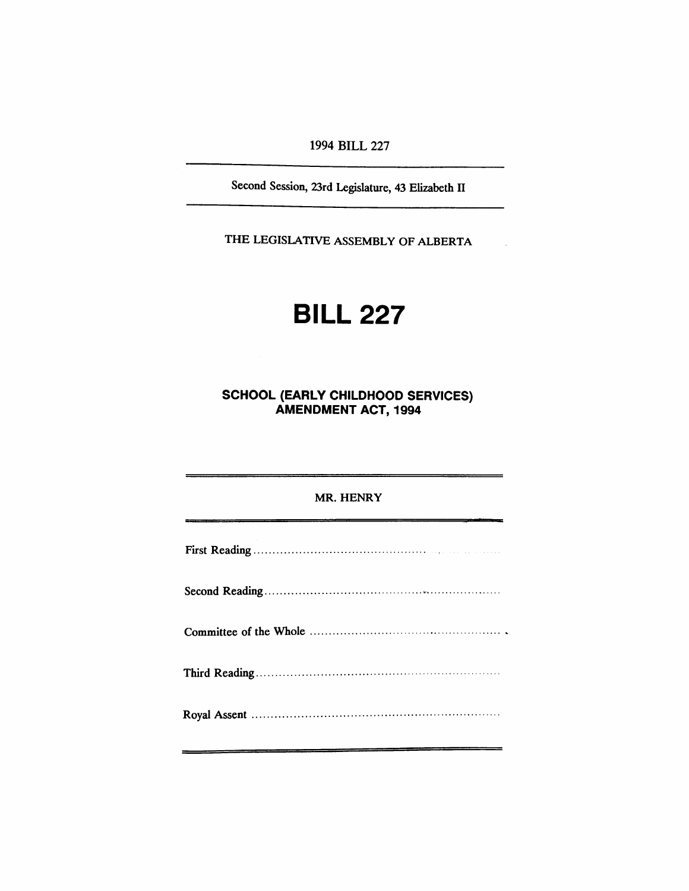1994 BILL 227

---

Second Session, 23rd Legislature, 43 Elizabeth II

---

THE LEGISLATIVE ASSEMBLY OF ALBERTA

# BILL 227

## SCHOOL (EARLY CHILDHOOD SERVICES) AMENDMENT ACT, 1994

---

MR. HENRY

---

First Reading ..............................................................

Second Reading ..............................................................

Committee of the Whole ..............................................................

Third Reading ..............................................................

Royal Assent ..............................................................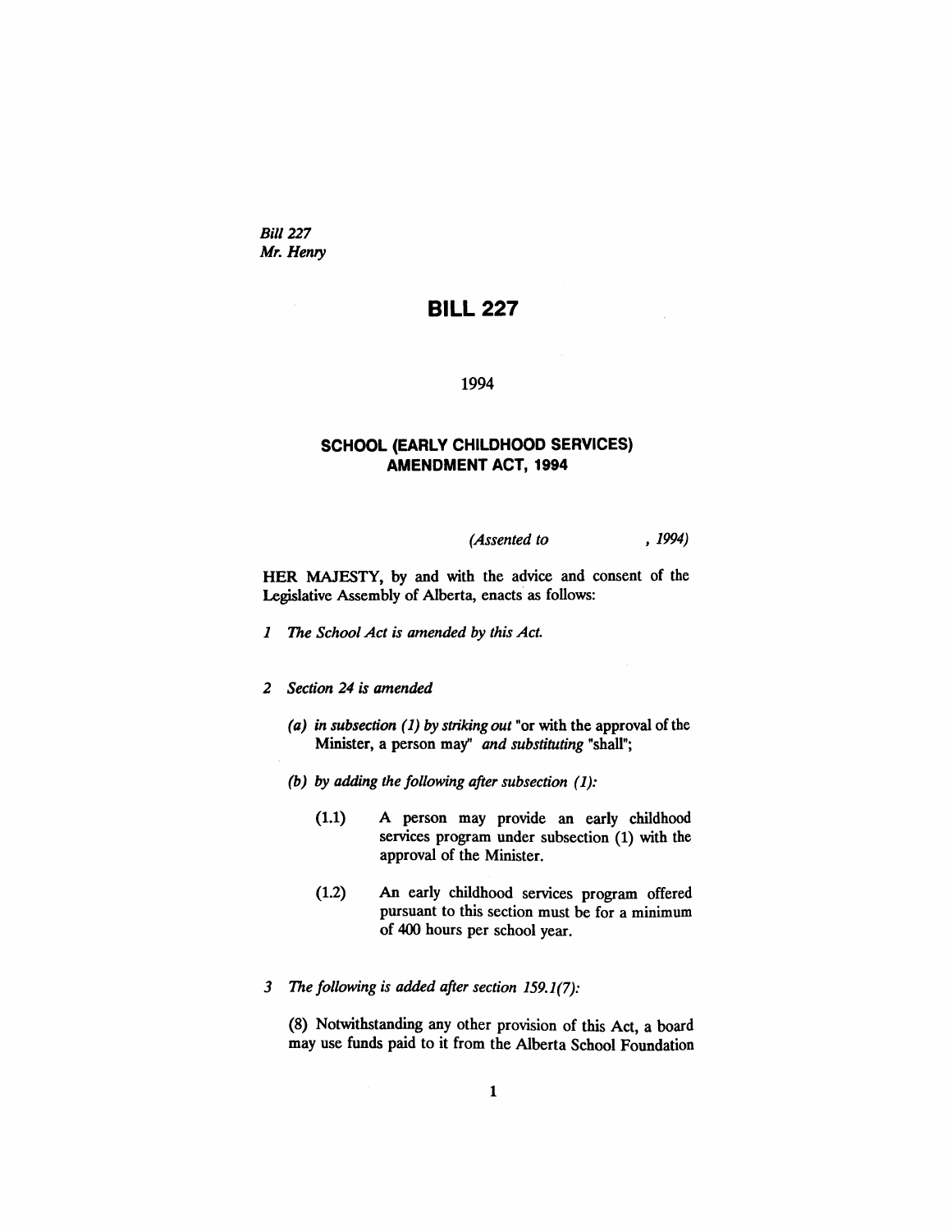*Bill 227*
*Mr. Henry*

# BILL 227

1994

## SCHOOL (EARLY CHILDHOOD SERVICES) AMENDMENT ACT, 1994

*(Assented to , 1994)*

HER MAJESTY, by and with the advice and consent of the Legislative Assembly of Alberta, enacts as follows:

*1 The School Act is amended by this Act.*

*2 Section 24 is amended*

*(a) in subsection (1) by striking out* "or with the approval of the Minister, a person may" *and substituting* "shall";

*(b) by adding the following after subsection (1):*

(1.1) A person may provide an early childhood services program under subsection (1) with the approval of the Minister.

(1.2) An early childhood services program offered pursuant to this section must be for a minimum of 400 hours per school year.

*3 The following is added after section 159.1(7):*

(8) Notwithstanding any other provision of this Act, a board may use funds paid to it from the Alberta School Foundation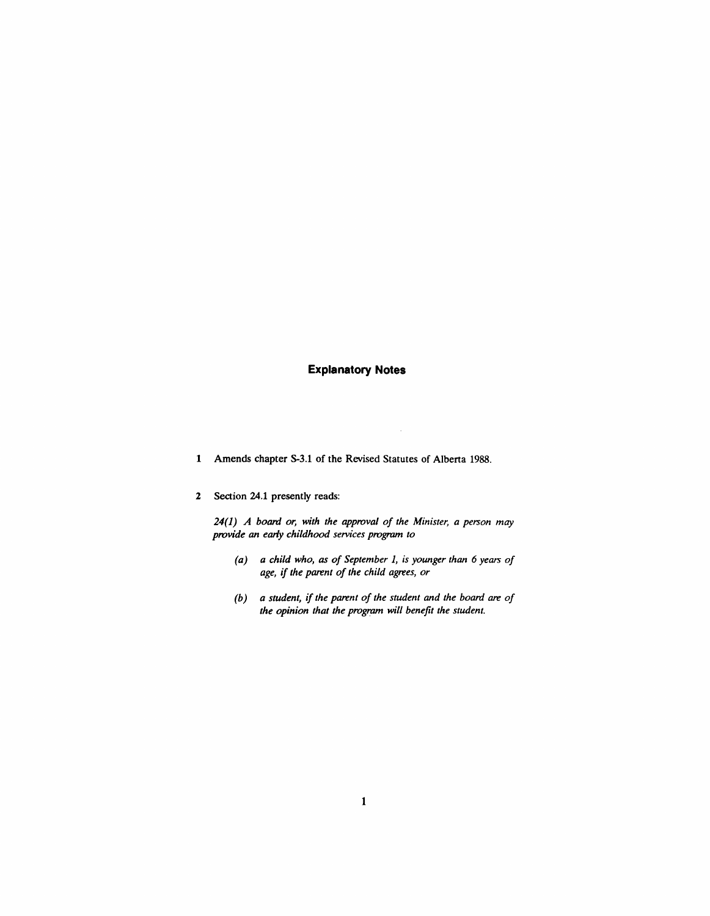## Explanatory Notes

1 Amends chapter S-3.1 of the Revised Statutes of Alberta 1988.

2 Section 24.1 presently reads:

*24(1) A board or, with the approval of the Minister, a person may provide an early childhood services program to*

- *(a) a child who, as of September 1, is younger than 6 years of age, if the parent of the child agrees, or*
- *(b) a student, if the parent of the student and the board are of the opinion that the program will benefit the student.*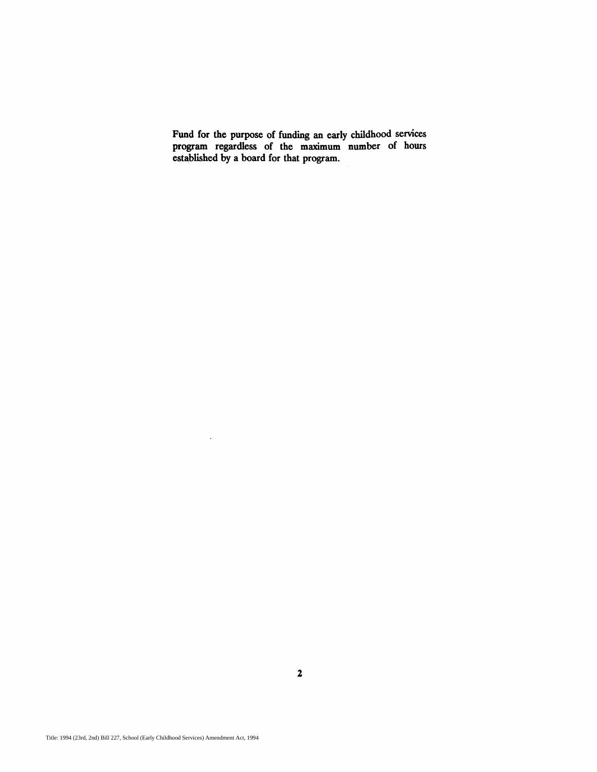Fund for the purpose of funding an early childhood services program regardless of the maximum number of hours established by a board for that program.